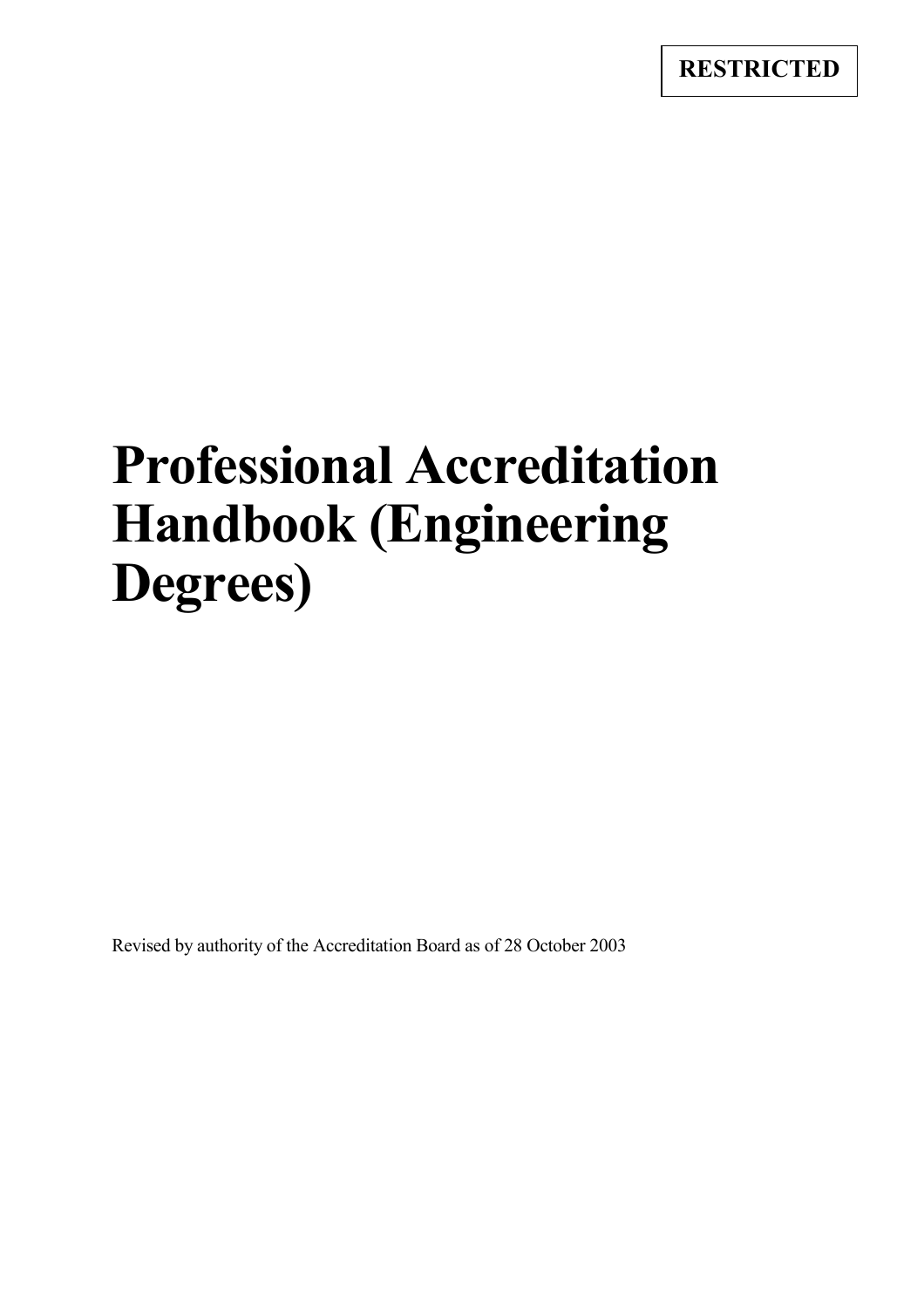**RESTRICTED**

# Professional Accreditation Handbook (Engineering Degrees)

Revised by authority of the Accreditation Board as of 28 October 2003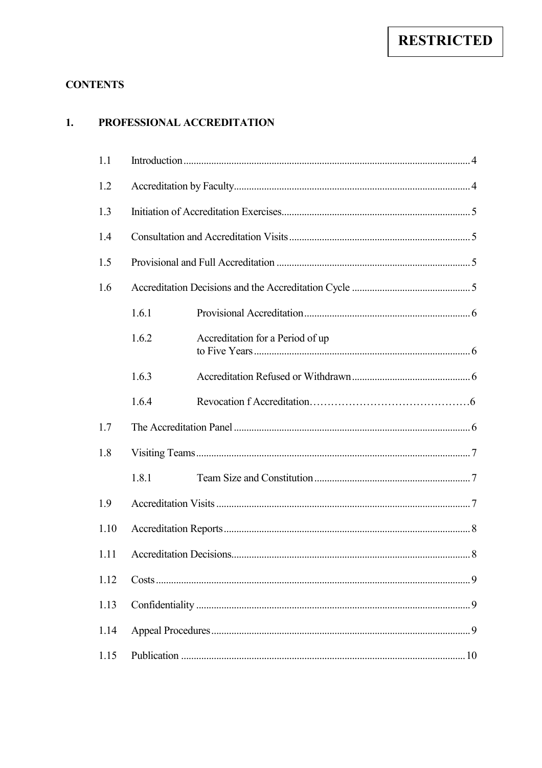**RESTRICTED**

**CONTENTS**

## 1. PROFESSIONAL ACCREDITATION

| | | |
|---|---|---|
| 1.1 | Introduction | 4 |
| 1.2 | Accreditation by Faculty | 4 |
| 1.3 | Initiation of Accreditation Exercises | 5 |
| 1.4 | Consultation and Accreditation Visits | 5 |
| 1.5 | Provisional and Full Accreditation | 5 |
| 1.6 | Accreditation Decisions and the Accreditation Cycle | 5 |
| 1.6.1 | Provisional Accreditation | 6 |
| 1.6.2 | Accreditation for a Period of up to Five Years | 6 |
| 1.6.3 | Accreditation Refused or Withdrawn | 6 |
| 1.6.4 | Revocation f Accreditation | 6 |
| 1.7 | The Accreditation Panel | 6 |
| 1.8 | Visiting Teams | 7 |
| 1.8.1 | Team Size and Constitution | 7 |
| 1.9 | Accreditation Visits | 7 |
| 1.10 | Accreditation Reports | 8 |
| 1.11 | Accreditation Decisions | 8 |
| 1.12 | Costs | 9 |
| 1.13 | Confidentiality | 9 |
| 1.14 | Appeal Procedures | 9 |
| 1.15 | Publication | 10 |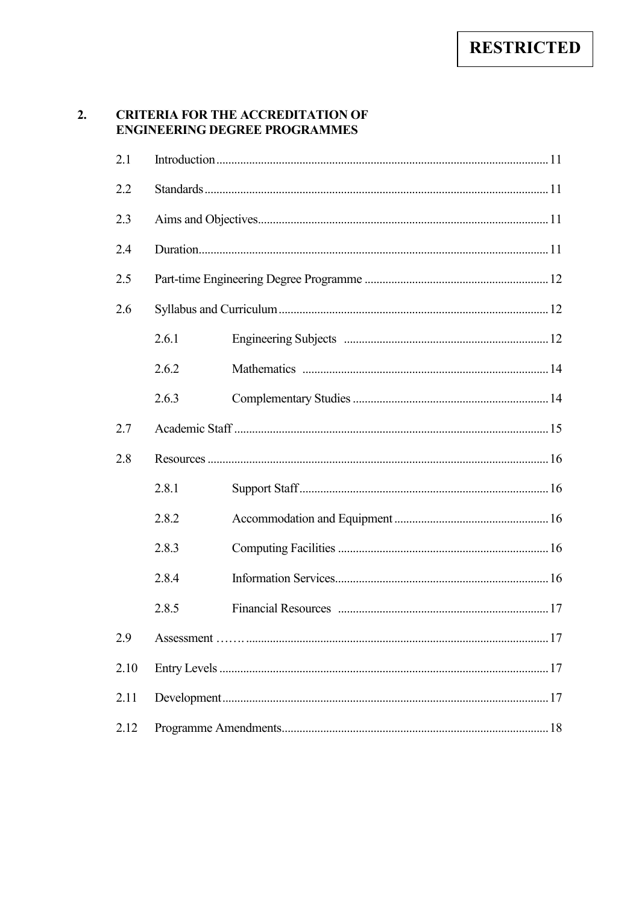**RESTRICTED**

## 2. CRITERIA FOR THE ACCREDITATION OF ENGINEERING DEGREE PROGRAMMES

| | | |
|---|---|---|
| 2.1 | Introduction | 11 |
| 2.2 | Standards | 11 |
| 2.3 | Aims and Objectives | 11 |
| 2.4 | Duration | 11 |
| 2.5 | Part-time Engineering Degree Programme | 12 |
| 2.6 | Syllabus and Curriculum | 12 |
| 2.6.1 | Engineering Subjects | 12 |
| 2.6.2 | Mathematics | 14 |
| 2.6.3 | Complementary Studies | 14 |
| 2.7 | Academic Staff | 15 |
| 2.8 | Resources | 16 |
| 2.8.1 | Support Staff | 16 |
| 2.8.2 | Accommodation and Equipment | 16 |
| 2.8.3 | Computing Facilities | 16 |
| 2.8.4 | Information Services | 16 |
| 2.8.5 | Financial Resources | 17 |
| 2.9 | Assessment ……. | 17 |
| 2.10 | Entry Levels | 17 |
| 2.11 | Development | 17 |
| 2.12 | Programme Amendments | 18 |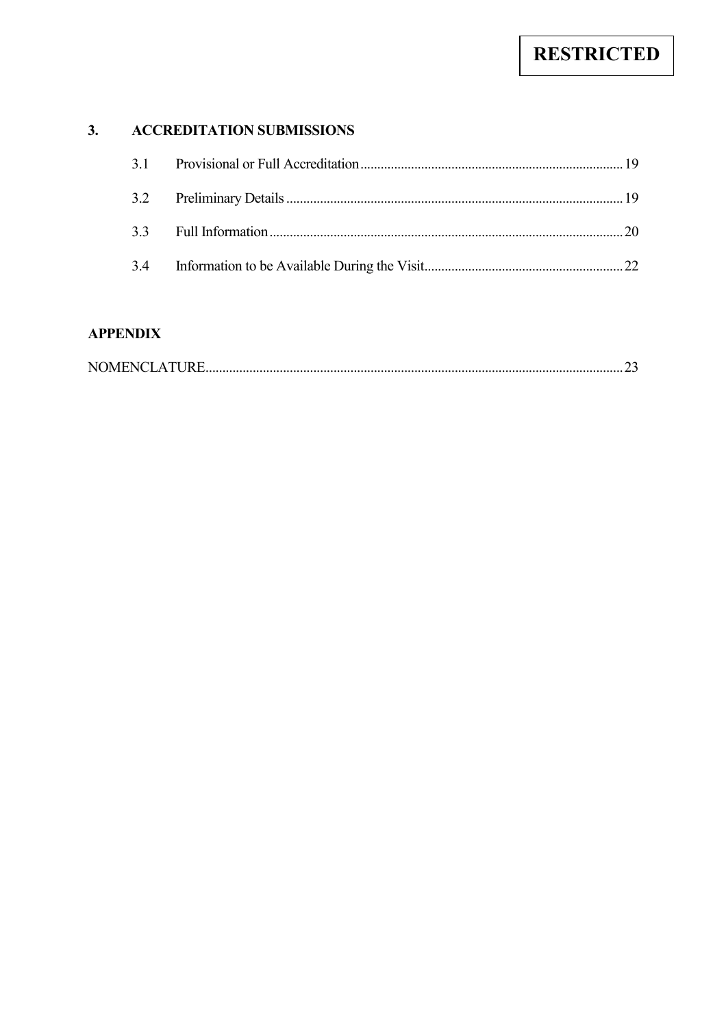**RESTRICTED**

**3. ACCREDITATION SUBMISSIONS**

3.1 Provisional or Full Accreditation ............................................................................ 19

3.2 Preliminary Details ................................................................................................... 19

3.3 Full Information ........................................................................................................ 20

3.4 Information to be Available During the Visit ........................................................... 22

**APPENDIX**

NOMENCLATURE ........................................................................................................... 23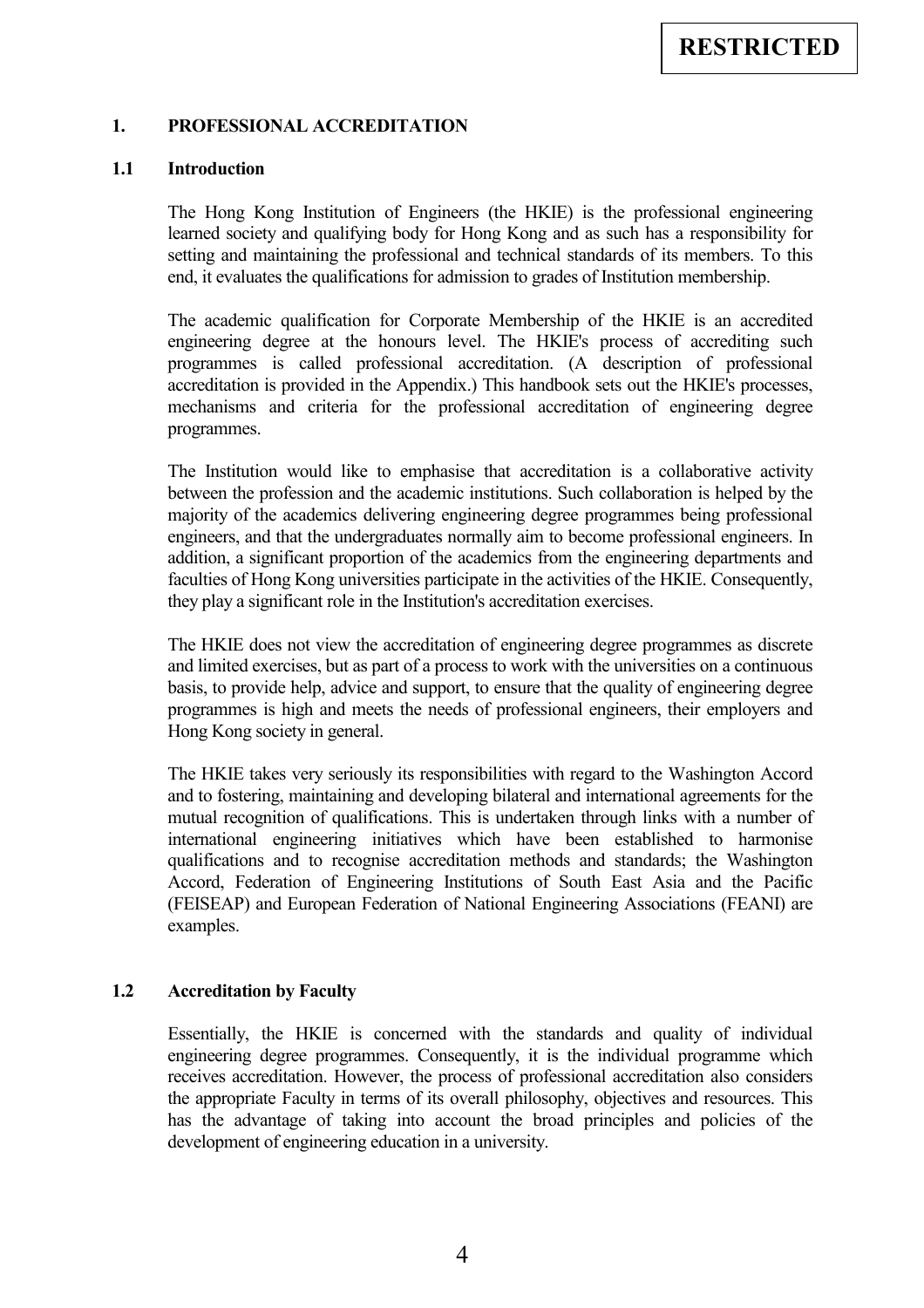**RESTRICTED**

# 1. PROFESSIONAL ACCREDITATION

## 1.1 Introduction

The Hong Kong Institution of Engineers (the HKIE) is the professional engineering learned society and qualifying body for Hong Kong and as such has a responsibility for setting and maintaining the professional and technical standards of its members. To this end, it evaluates the qualifications for admission to grades of Institution membership.

The academic qualification for Corporate Membership of the HKIE is an accredited engineering degree at the honours level. The HKIE's process of accrediting such programmes is called professional accreditation. (A description of professional accreditation is provided in the Appendix.) This handbook sets out the HKIE's processes, mechanisms and criteria for the professional accreditation of engineering degree programmes.

The Institution would like to emphasise that accreditation is a collaborative activity between the profession and the academic institutions. Such collaboration is helped by the majority of the academics delivering engineering degree programmes being professional engineers, and that the undergraduates normally aim to become professional engineers. In addition, a significant proportion of the academics from the engineering departments and faculties of Hong Kong universities participate in the activities of the HKIE. Consequently, they play a significant role in the Institution's accreditation exercises.

The HKIE does not view the accreditation of engineering degree programmes as discrete and limited exercises, but as part of a process to work with the universities on a continuous basis, to provide help, advice and support, to ensure that the quality of engineering degree programmes is high and meets the needs of professional engineers, their employers and Hong Kong society in general.

The HKIE takes very seriously its responsibilities with regard to the Washington Accord and to fostering, maintaining and developing bilateral and international agreements for the mutual recognition of qualifications. This is undertaken through links with a number of international engineering initiatives which have been established to harmonise qualifications and to recognise accreditation methods and standards; the Washington Accord, Federation of Engineering Institutions of South East Asia and the Pacific (FEISEAP) and European Federation of National Engineering Associations (FEANI) are examples.

## 1.2 Accreditation by Faculty

Essentially, the HKIE is concerned with the standards and quality of individual engineering degree programmes. Consequently, it is the individual programme which receives accreditation. However, the process of professional accreditation also considers the appropriate Faculty in terms of its overall philosophy, objectives and resources. This has the advantage of taking into account the broad principles and policies of the development of engineering education in a university.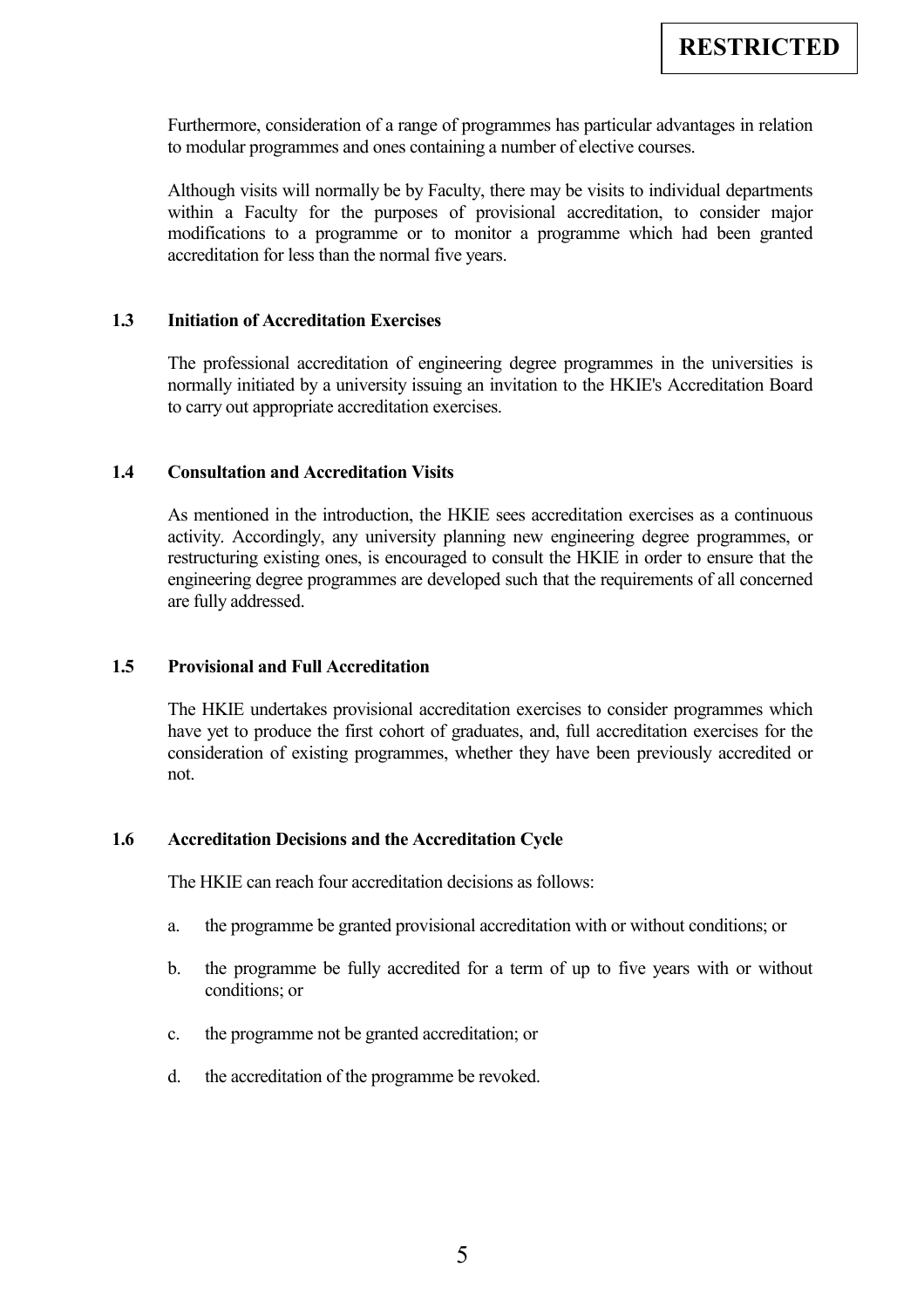Furthermore, consideration of a range of programmes has particular advantages in relation to modular programmes and ones containing a number of elective courses.

Although visits will normally be by Faculty, there may be visits to individual departments within a Faculty for the purposes of provisional accreditation, to consider major modifications to a programme or to monitor a programme which had been granted accreditation for less than the normal five years.

### 1.3 Initiation of Accreditation Exercises

The professional accreditation of engineering degree programmes in the universities is normally initiated by a university issuing an invitation to the HKIE's Accreditation Board to carry out appropriate accreditation exercises.

### 1.4 Consultation and Accreditation Visits

As mentioned in the introduction, the HKIE sees accreditation exercises as a continuous activity. Accordingly, any university planning new engineering degree programmes, or restructuring existing ones, is encouraged to consult the HKIE in order to ensure that the engineering degree programmes are developed such that the requirements of all concerned are fully addressed.

### 1.5 Provisional and Full Accreditation

The HKIE undertakes provisional accreditation exercises to consider programmes which have yet to produce the first cohort of graduates, and, full accreditation exercises for the consideration of existing programmes, whether they have been previously accredited or not.

### 1.6 Accreditation Decisions and the Accreditation Cycle

The HKIE can reach four accreditation decisions as follows:

a. the programme be granted provisional accreditation with or without conditions; or

b. the programme be fully accredited for a term of up to five years with or without conditions; or

c. the programme not be granted accreditation; or

d. the accreditation of the programme be revoked.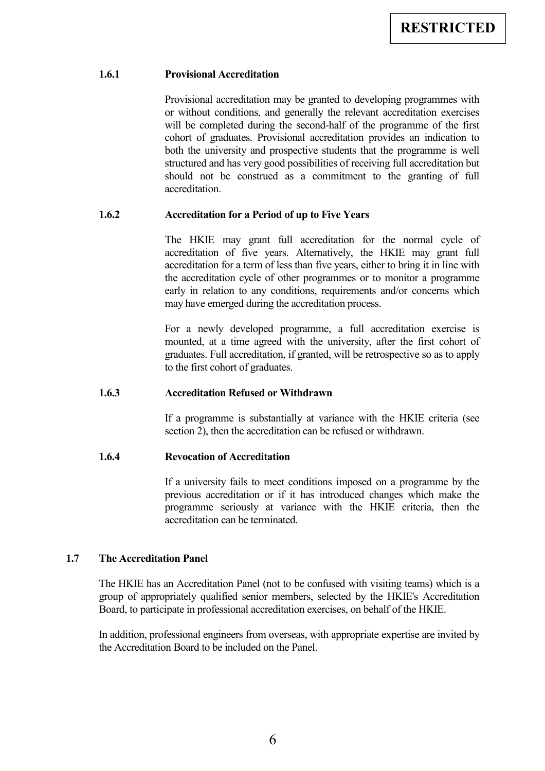#### 1.6.1 Provisional Accreditation

Provisional accreditation may be granted to developing programmes with or without conditions, and generally the relevant accreditation exercises will be completed during the second-half of the programme of the first cohort of graduates. Provisional accreditation provides an indication to both the university and prospective students that the programme is well structured and has very good possibilities of receiving full accreditation but should not be construed as a commitment to the granting of full accreditation.

#### 1.6.2 Accreditation for a Period of up to Five Years

The HKIE may grant full accreditation for the normal cycle of accreditation of five years. Alternatively, the HKIE may grant full accreditation for a term of less than five years, either to bring it in line with the accreditation cycle of other programmes or to monitor a programme early in relation to any conditions, requirements and/or concerns which may have emerged during the accreditation process.

For a newly developed programme, a full accreditation exercise is mounted, at a time agreed with the university, after the first cohort of graduates. Full accreditation, if granted, will be retrospective so as to apply to the first cohort of graduates.

#### 1.6.3 Accreditation Refused or Withdrawn

If a programme is substantially at variance with the HKIE criteria (see section 2), then the accreditation can be refused or withdrawn.

#### 1.6.4 Revocation of Accreditation

If a university fails to meet conditions imposed on a programme by the previous accreditation or if it has introduced changes which make the programme seriously at variance with the HKIE criteria, then the accreditation can be terminated.

### 1.7 The Accreditation Panel

The HKIE has an Accreditation Panel (not to be confused with visiting teams) which is a group of appropriately qualified senior members, selected by the HKIE's Accreditation Board, to participate in professional accreditation exercises, on behalf of the HKIE.

In addition, professional engineers from overseas, with appropriate expertise are invited by the Accreditation Board to be included on the Panel.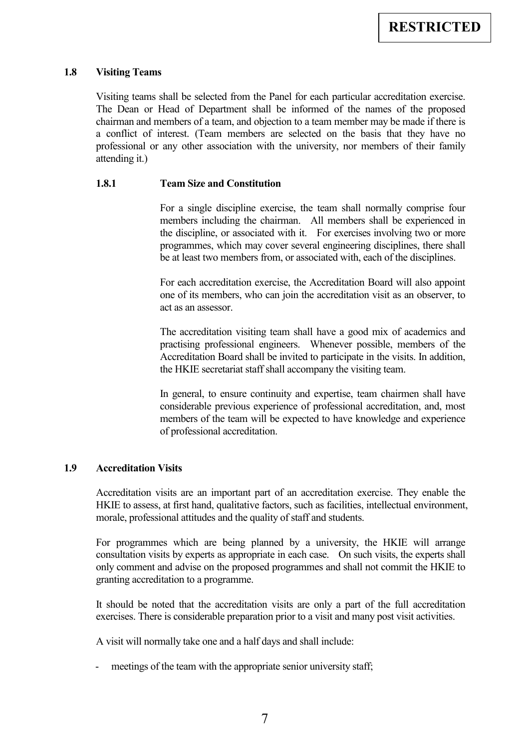**RESTRICTED**

### 1.8 Visiting Teams

Visiting teams shall be selected from the Panel for each particular accreditation exercise. The Dean or Head of Department shall be informed of the names of the proposed chairman and members of a team, and objection to a team member may be made if there is a conflict of interest. (Team members are selected on the basis that they have no professional or any other association with the university, nor members of their family attending it.)

#### 1.8.1 Team Size and Constitution

For a single discipline exercise, the team shall normally comprise four members including the chairman. All members shall be experienced in the discipline, or associated with it. For exercises involving two or more programmes, which may cover several engineering disciplines, there shall be at least two members from, or associated with, each of the disciplines.

For each accreditation exercise, the Accreditation Board will also appoint one of its members, who can join the accreditation visit as an observer, to act as an assessor.

The accreditation visiting team shall have a good mix of academics and practising professional engineers. Whenever possible, members of the Accreditation Board shall be invited to participate in the visits. In addition, the HKIE secretariat staff shall accompany the visiting team.

In general, to ensure continuity and expertise, team chairmen shall have considerable previous experience of professional accreditation, and, most members of the team will be expected to have knowledge and experience of professional accreditation.

### 1.9 Accreditation Visits

Accreditation visits are an important part of an accreditation exercise. They enable the HKIE to assess, at first hand, qualitative factors, such as facilities, intellectual environment, morale, professional attitudes and the quality of staff and students.

For programmes which are being planned by a university, the HKIE will arrange consultation visits by experts as appropriate in each case. On such visits, the experts shall only comment and advise on the proposed programmes and shall not commit the HKIE to granting accreditation to a programme.

It should be noted that the accreditation visits are only a part of the full accreditation exercises. There is considerable preparation prior to a visit and many post visit activities.

A visit will normally take one and a half days and shall include:

- meetings of the team with the appropriate senior university staff;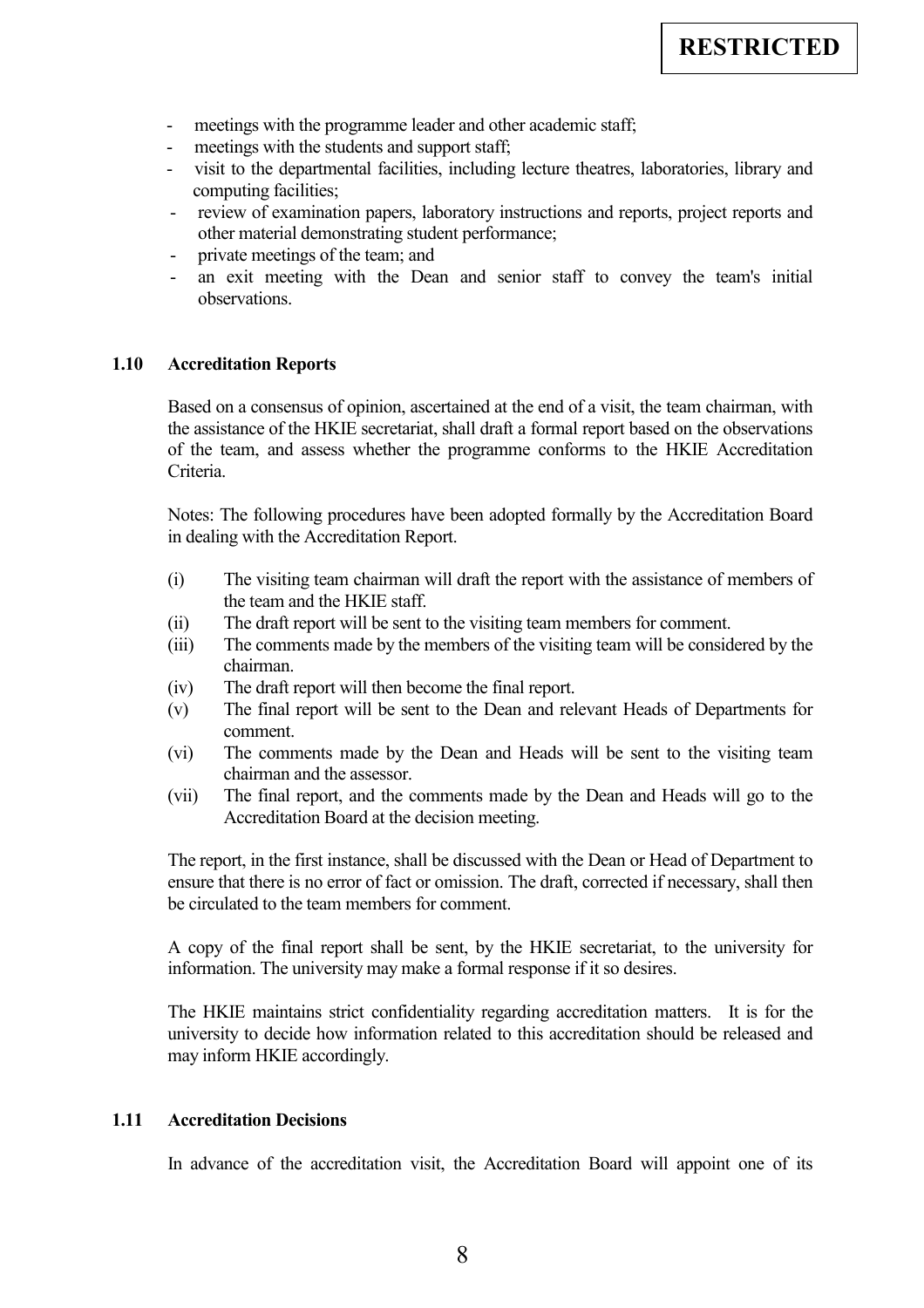- meetings with the programme leader and other academic staff;
- meetings with the students and support staff;
- visit to the departmental facilities, including lecture theatres, laboratories, library and computing facilities;
- review of examination papers, laboratory instructions and reports, project reports and other material demonstrating student performance;
- private meetings of the team; and
- an exit meeting with the Dean and senior staff to convey the team's initial observations.

### 1.10 Accreditation Reports

Based on a consensus of opinion, ascertained at the end of a visit, the team chairman, with the assistance of the HKIE secretariat, shall draft a formal report based on the observations of the team, and assess whether the programme conforms to the HKIE Accreditation Criteria.

Notes: The following procedures have been adopted formally by the Accreditation Board in dealing with the Accreditation Report.

(i) The visiting team chairman will draft the report with the assistance of members of the team and the HKIE staff.
(ii) The draft report will be sent to the visiting team members for comment.
(iii) The comments made by the members of the visiting team will be considered by the chairman.
(iv) The draft report will then become the final report.
(v) The final report will be sent to the Dean and relevant Heads of Departments for comment.
(vi) The comments made by the Dean and Heads will be sent to the visiting team chairman and the assessor.
(vii) The final report, and the comments made by the Dean and Heads will go to the Accreditation Board at the decision meeting.

The report, in the first instance, shall be discussed with the Dean or Head of Department to ensure that there is no error of fact or omission. The draft, corrected if necessary, shall then be circulated to the team members for comment.

A copy of the final report shall be sent, by the HKIE secretariat, to the university for information. The university may make a formal response if it so desires.

The HKIE maintains strict confidentiality regarding accreditation matters. It is for the university to decide how information related to this accreditation should be released and may inform HKIE accordingly.

### 1.11 Accreditation Decisions

In advance of the accreditation visit, the Accreditation Board will appoint one of its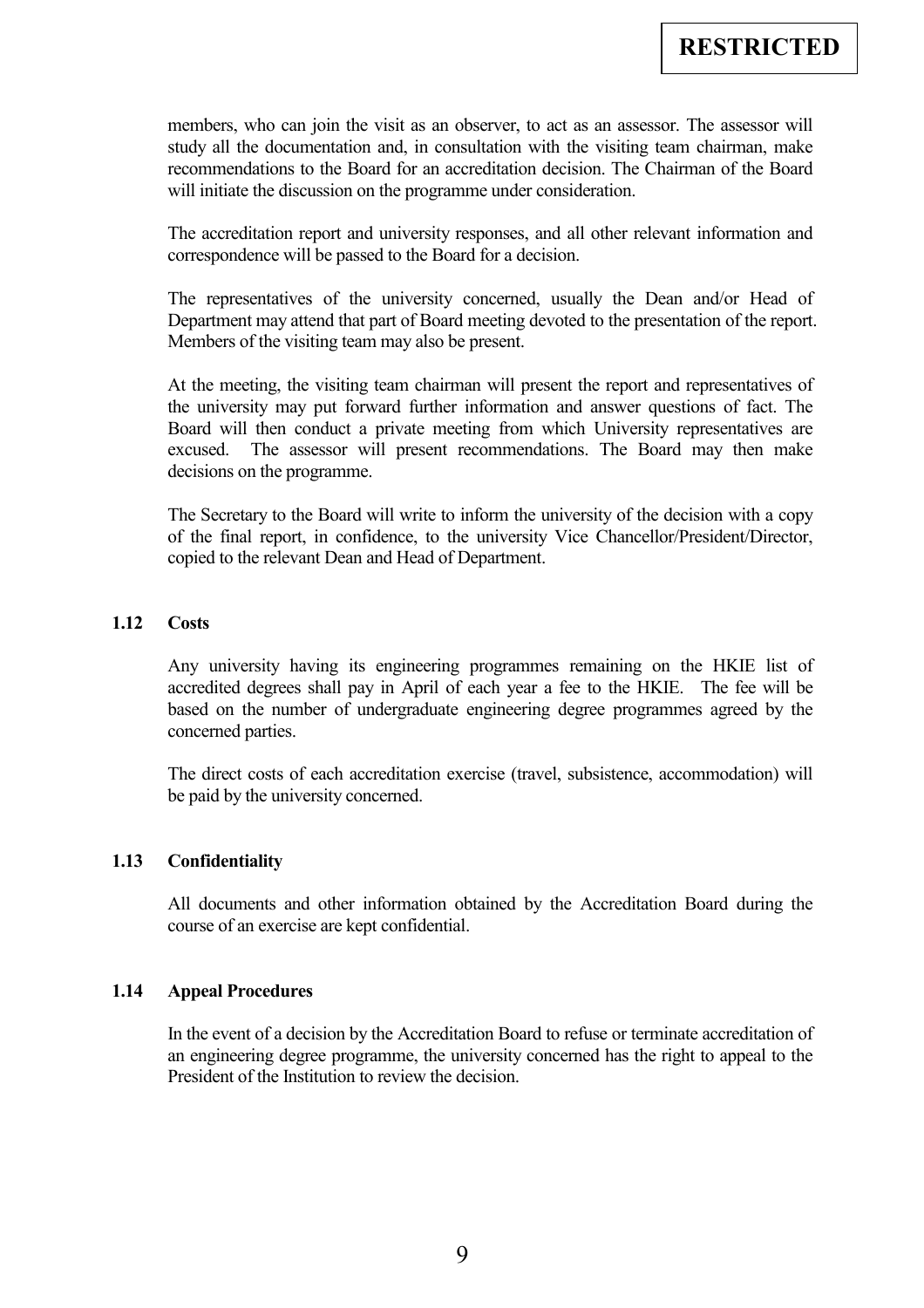members, who can join the visit as an observer, to act as an assessor. The assessor will study all the documentation and, in consultation with the visiting team chairman, make recommendations to the Board for an accreditation decision. The Chairman of the Board will initiate the discussion on the programme under consideration.

The accreditation report and university responses, and all other relevant information and correspondence will be passed to the Board for a decision.

The representatives of the university concerned, usually the Dean and/or Head of Department may attend that part of Board meeting devoted to the presentation of the report. Members of the visiting team may also be present.

At the meeting, the visiting team chairman will present the report and representatives of the university may put forward further information and answer questions of fact. The Board will then conduct a private meeting from which University representatives are excused. The assessor will present recommendations. The Board may then make decisions on the programme.

The Secretary to the Board will write to inform the university of the decision with a copy of the final report, in confidence, to the university Vice Chancellor/President/Director, copied to the relevant Dean and Head of Department.

### 1.12 Costs

Any university having its engineering programmes remaining on the HKIE list of accredited degrees shall pay in April of each year a fee to the HKIE. The fee will be based on the number of undergraduate engineering degree programmes agreed by the concerned parties.

The direct costs of each accreditation exercise (travel, subsistence, accommodation) will be paid by the university concerned.

### 1.13 Confidentiality

All documents and other information obtained by the Accreditation Board during the course of an exercise are kept confidential.

### 1.14 Appeal Procedures

In the event of a decision by the Accreditation Board to refuse or terminate accreditation of an engineering degree programme, the university concerned has the right to appeal to the President of the Institution to review the decision.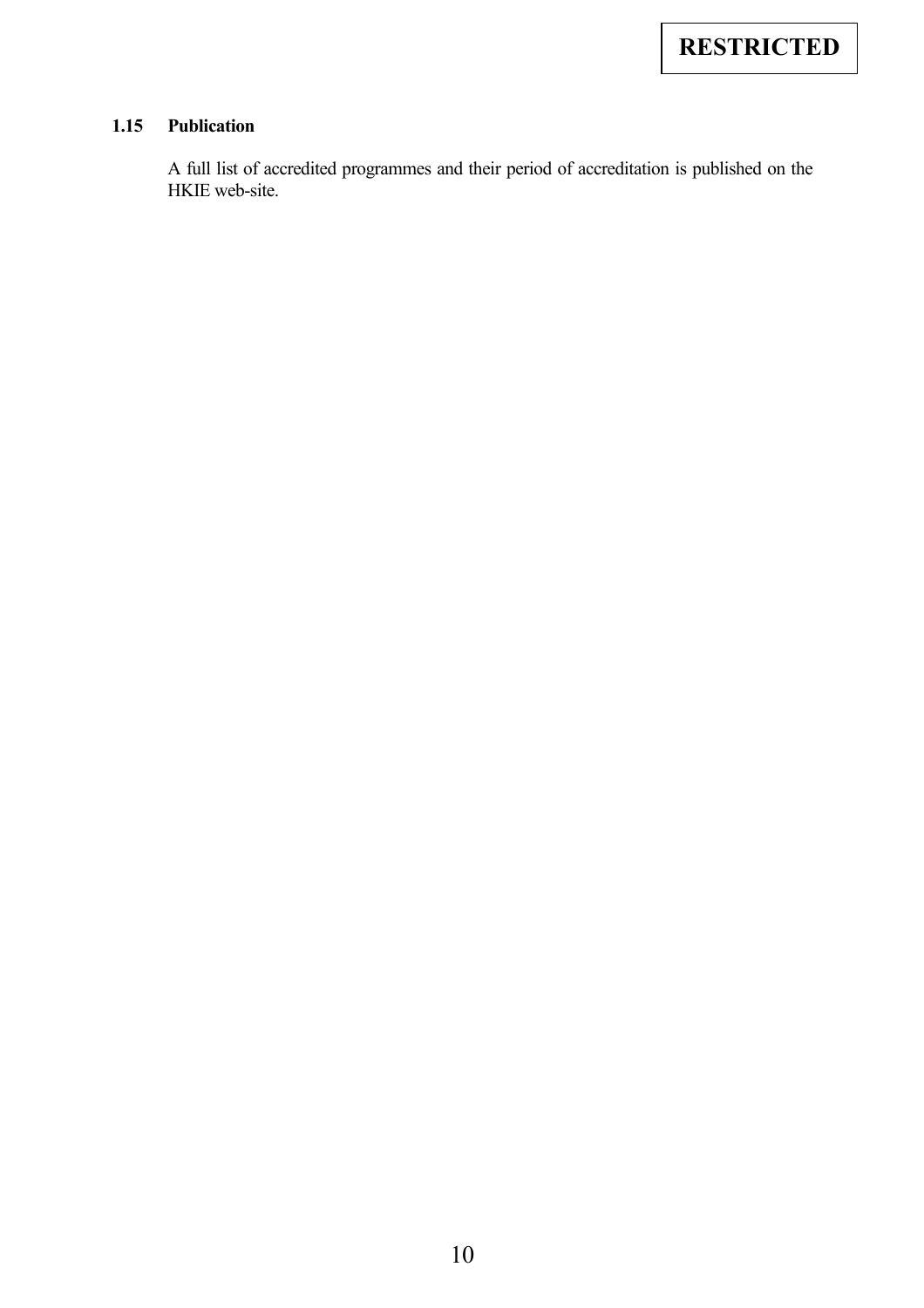### 1.15 Publication

A full list of accredited programmes and their period of accreditation is published on the HKIE web-site.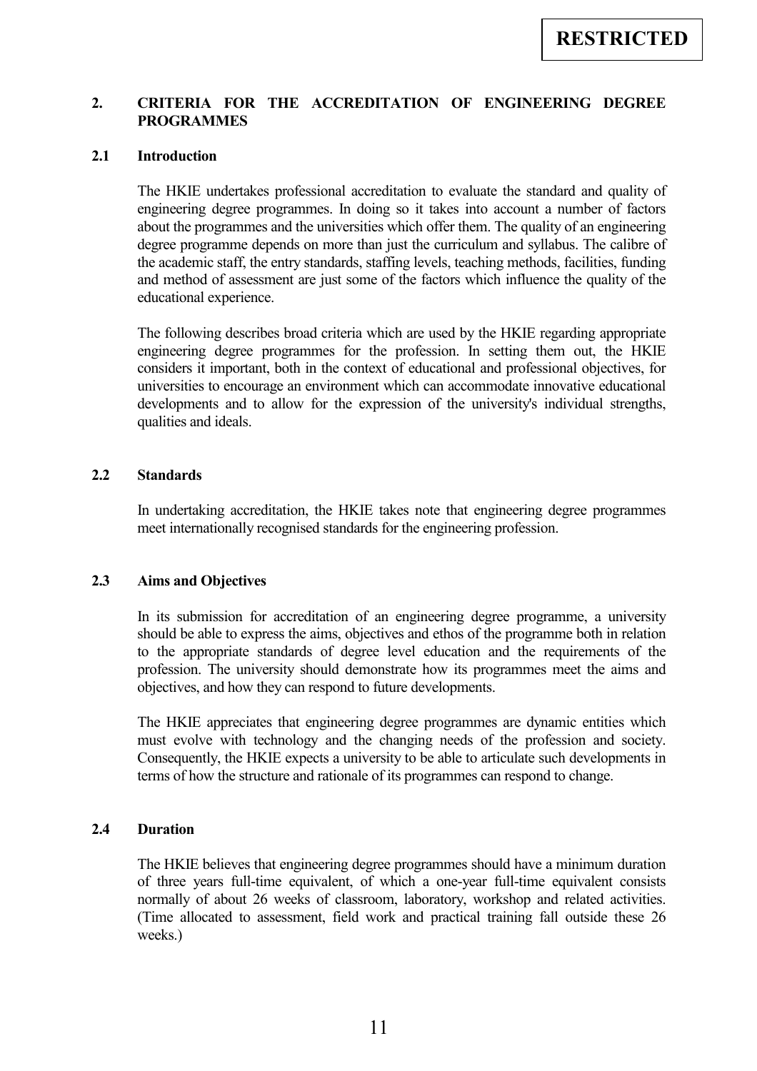## 2. CRITERIA FOR THE ACCREDITATION OF ENGINEERING DEGREE PROGRAMMES

### 2.1 Introduction

The HKIE undertakes professional accreditation to evaluate the standard and quality of engineering degree programmes. In doing so it takes into account a number of factors about the programmes and the universities which offer them. The quality of an engineering degree programme depends on more than just the curriculum and syllabus. The calibre of the academic staff, the entry standards, staffing levels, teaching methods, facilities, funding and method of assessment are just some of the factors which influence the quality of the educational experience.

The following describes broad criteria which are used by the HKIE regarding appropriate engineering degree programmes for the profession. In setting them out, the HKIE considers it important, both in the context of educational and professional objectives, for universities to encourage an environment which can accommodate innovative educational developments and to allow for the expression of the university's individual strengths, qualities and ideals.

### 2.2 Standards

In undertaking accreditation, the HKIE takes note that engineering degree programmes meet internationally recognised standards for the engineering profession.

### 2.3 Aims and Objectives

In its submission for accreditation of an engineering degree programme, a university should be able to express the aims, objectives and ethos of the programme both in relation to the appropriate standards of degree level education and the requirements of the profession. The university should demonstrate how its programmes meet the aims and objectives, and how they can respond to future developments.

The HKIE appreciates that engineering degree programmes are dynamic entities which must evolve with technology and the changing needs of the profession and society. Consequently, the HKIE expects a university to be able to articulate such developments in terms of how the structure and rationale of its programmes can respond to change.

### 2.4 Duration

The HKIE believes that engineering degree programmes should have a minimum duration of three years full-time equivalent, of which a one-year full-time equivalent consists normally of about 26 weeks of classroom, laboratory, workshop and related activities. (Time allocated to assessment, field work and practical training fall outside these 26 weeks.)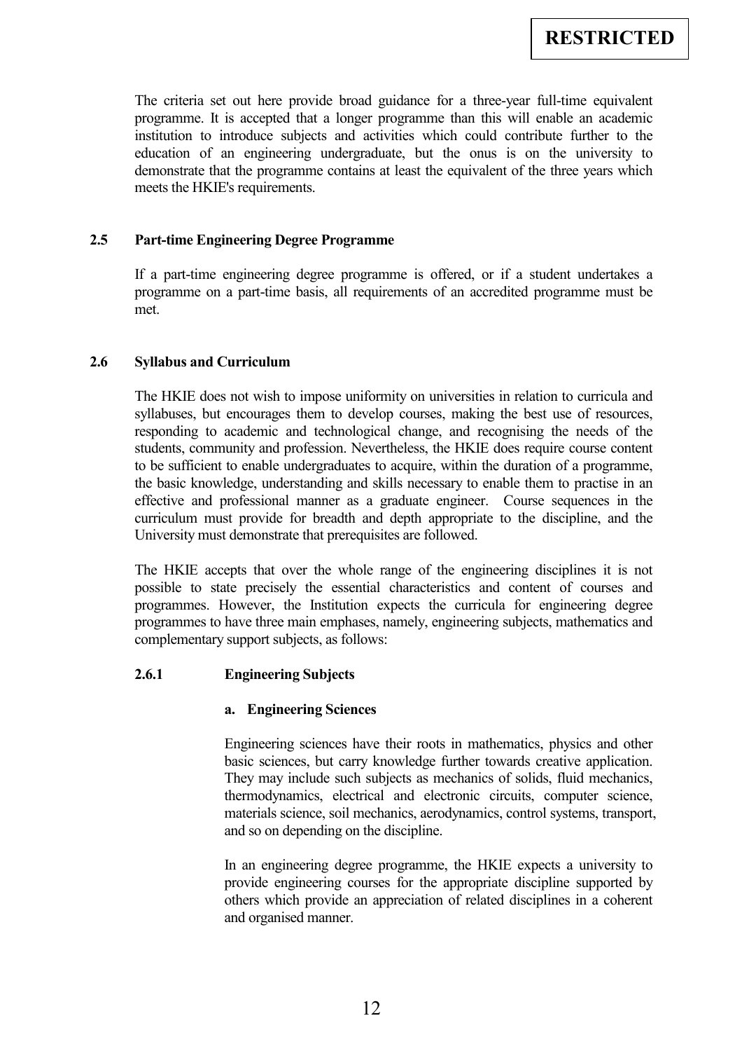The criteria set out here provide broad guidance for a three-year full-time equivalent programme. It is accepted that a longer programme than this will enable an academic institution to introduce subjects and activities which could contribute further to the education of an engineering undergraduate, but the onus is on the university to demonstrate that the programme contains at least the equivalent of the three years which meets the HKIE's requirements.

### 2.5 Part-time Engineering Degree Programme

If a part-time engineering degree programme is offered, or if a student undertakes a programme on a part-time basis, all requirements of an accredited programme must be met.

### 2.6 Syllabus and Curriculum

The HKIE does not wish to impose uniformity on universities in relation to curricula and syllabuses, but encourages them to develop courses, making the best use of resources, responding to academic and technological change, and recognising the needs of the students, community and profession. Nevertheless, the HKIE does require course content to be sufficient to enable undergraduates to acquire, within the duration of a programme, the basic knowledge, understanding and skills necessary to enable them to practise in an effective and professional manner as a graduate engineer. Course sequences in the curriculum must provide for breadth and depth appropriate to the discipline, and the University must demonstrate that prerequisites are followed.

The HKIE accepts that over the whole range of the engineering disciplines it is not possible to state precisely the essential characteristics and content of courses and programmes. However, the Institution expects the curricula for engineering degree programmes to have three main emphases, namely, engineering subjects, mathematics and complementary support subjects, as follows:

#### 2.6.1 Engineering Subjects

**a. Engineering Sciences**

Engineering sciences have their roots in mathematics, physics and other basic sciences, but carry knowledge further towards creative application. They may include such subjects as mechanics of solids, fluid mechanics, thermodynamics, electrical and electronic circuits, computer science, materials science, soil mechanics, aerodynamics, control systems, transport, and so on depending on the discipline.

In an engineering degree programme, the HKIE expects a university to provide engineering courses for the appropriate discipline supported by others which provide an appreciation of related disciplines in a coherent and organised manner.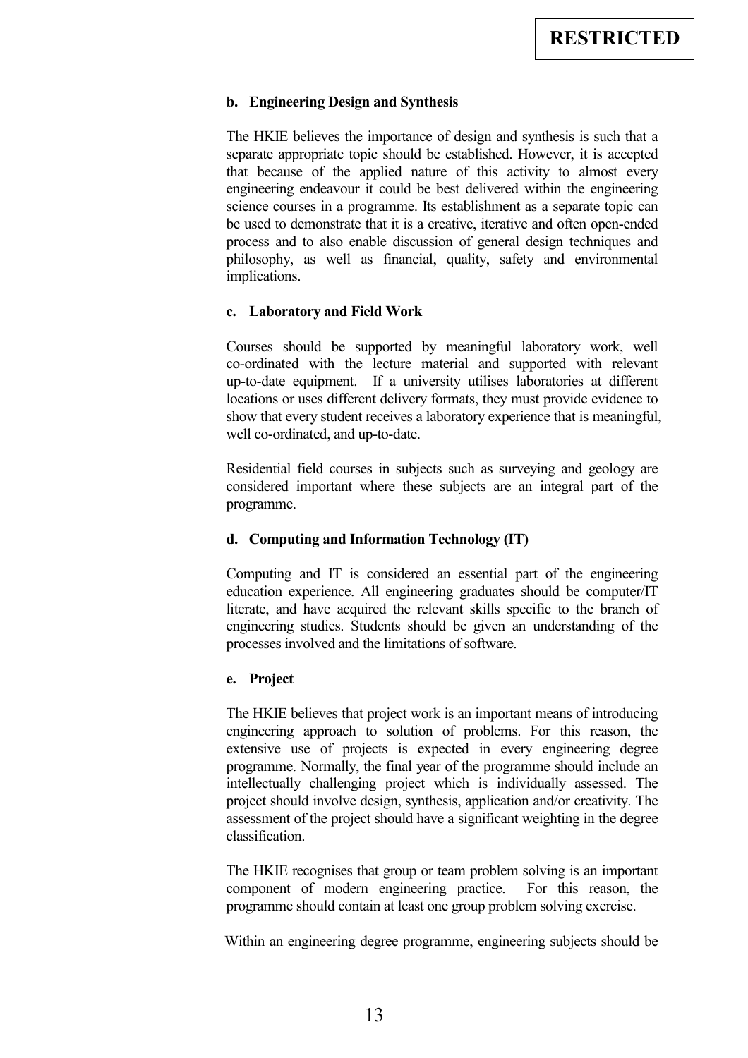**b. Engineering Design and Synthesis**

The HKIE believes the importance of design and synthesis is such that a separate appropriate topic should be established. However, it is accepted that because of the applied nature of this activity to almost every engineering endeavour it could be best delivered within the engineering science courses in a programme. Its establishment as a separate topic can be used to demonstrate that it is a creative, iterative and often open-ended process and to also enable discussion of general design techniques and philosophy, as well as financial, quality, safety and environmental implications.

**c. Laboratory and Field Work**

Courses should be supported by meaningful laboratory work, well co-ordinated with the lecture material and supported with relevant up-to-date equipment. If a university utilises laboratories at different locations or uses different delivery formats, they must provide evidence to show that every student receives a laboratory experience that is meaningful, well co-ordinated, and up-to-date.

Residential field courses in subjects such as surveying and geology are considered important where these subjects are an integral part of the programme.

**d. Computing and Information Technology (IT)**

Computing and IT is considered an essential part of the engineering education experience. All engineering graduates should be computer/IT literate, and have acquired the relevant skills specific to the branch of engineering studies. Students should be given an understanding of the processes involved and the limitations of software.

**e. Project**

The HKIE believes that project work is an important means of introducing engineering approach to solution of problems. For this reason, the extensive use of projects is expected in every engineering degree programme. Normally, the final year of the programme should include an intellectually challenging project which is individually assessed. The project should involve design, synthesis, application and/or creativity. The assessment of the project should have a significant weighting in the degree classification.

The HKIE recognises that group or team problem solving is an important component of modern engineering practice. For this reason, the programme should contain at least one group problem solving exercise.

Within an engineering degree programme, engineering subjects should be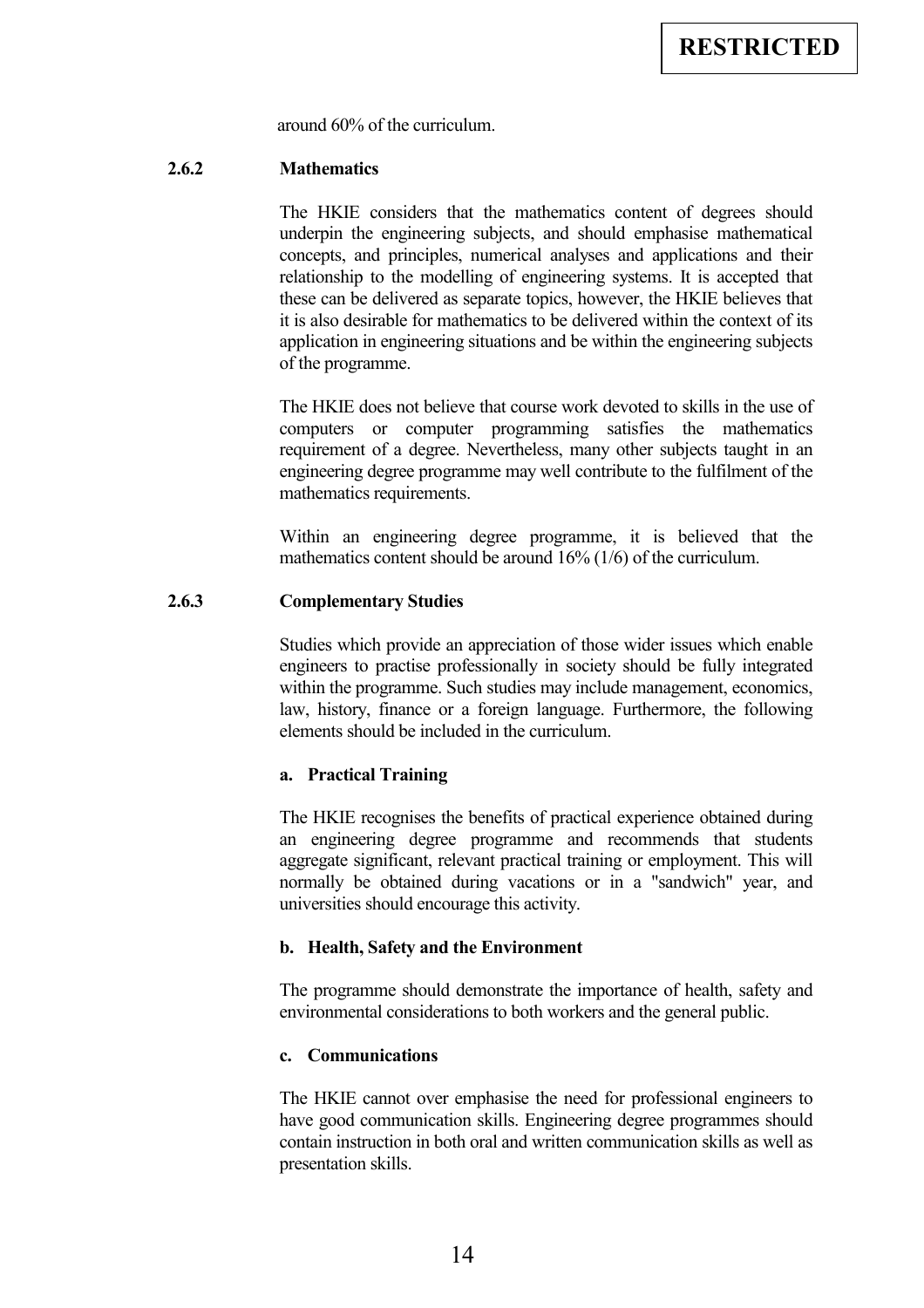around 60% of the curriculum.

### 2.6.2 Mathematics

The HKIE considers that the mathematics content of degrees should underpin the engineering subjects, and should emphasise mathematical concepts, and principles, numerical analyses and applications and their relationship to the modelling of engineering systems. It is accepted that these can be delivered as separate topics, however, the HKIE believes that it is also desirable for mathematics to be delivered within the context of its application in engineering situations and be within the engineering subjects of the programme.

The HKIE does not believe that course work devoted to skills in the use of computers or computer programming satisfies the mathematics requirement of a degree. Nevertheless, many other subjects taught in an engineering degree programme may well contribute to the fulfilment of the mathematics requirements.

Within an engineering degree programme, it is believed that the mathematics content should be around 16% (1/6) of the curriculum.

### 2.6.3 Complementary Studies

Studies which provide an appreciation of those wider issues which enable engineers to practise professionally in society should be fully integrated within the programme. Such studies may include management, economics, law, history, finance or a foreign language. Furthermore, the following elements should be included in the curriculum.

**a. Practical Training**

The HKIE recognises the benefits of practical experience obtained during an engineering degree programme and recommends that students aggregate significant, relevant practical training or employment. This will normally be obtained during vacations or in a "sandwich" year, and universities should encourage this activity.

**b. Health, Safety and the Environment**

The programme should demonstrate the importance of health, safety and environmental considerations to both workers and the general public.

**c. Communications**

The HKIE cannot over emphasise the need for professional engineers to have good communication skills. Engineering degree programmes should contain instruction in both oral and written communication skills as well as presentation skills.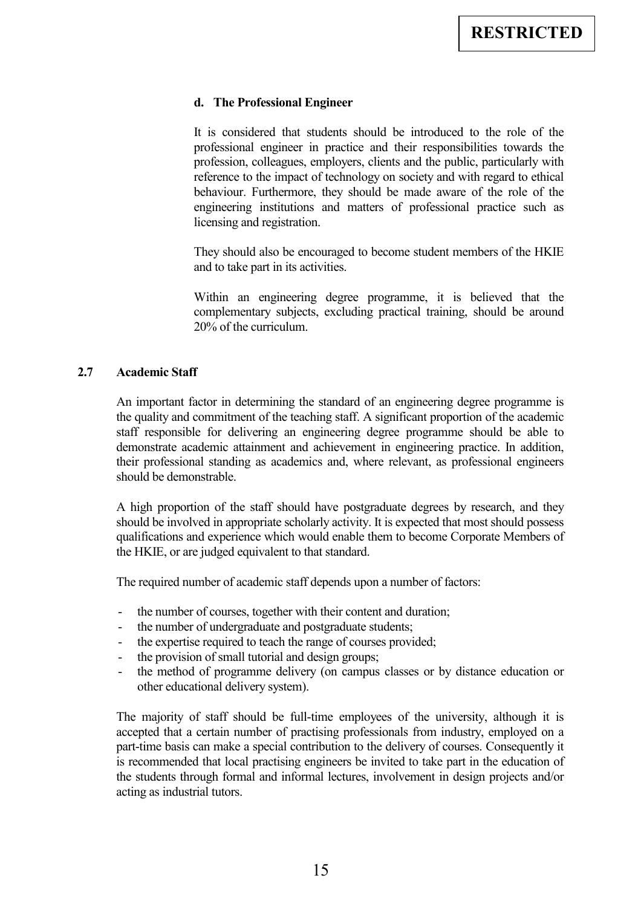#### d. The Professional Engineer

It is considered that students should be introduced to the role of the professional engineer in practice and their responsibilities towards the profession, colleagues, employers, clients and the public, particularly with reference to the impact of technology on society and with regard to ethical behaviour. Furthermore, they should be made aware of the role of the engineering institutions and matters of professional practice such as licensing and registration.

They should also be encouraged to become student members of the HKIE and to take part in its activities.

Within an engineering degree programme, it is believed that the complementary subjects, excluding practical training, should be around 20% of the curriculum.

### 2.7 Academic Staff

An important factor in determining the standard of an engineering degree programme is the quality and commitment of the teaching staff. A significant proportion of the academic staff responsible for delivering an engineering degree programme should be able to demonstrate academic attainment and achievement in engineering practice. In addition, their professional standing as academics and, where relevant, as professional engineers should be demonstrable.

A high proportion of the staff should have postgraduate degrees by research, and they should be involved in appropriate scholarly activity. It is expected that most should possess qualifications and experience which would enable them to become Corporate Members of the HKIE, or are judged equivalent to that standard.

The required number of academic staff depends upon a number of factors:

- the number of courses, together with their content and duration;
- the number of undergraduate and postgraduate students;
- the expertise required to teach the range of courses provided;
- the provision of small tutorial and design groups;
- the method of programme delivery (on campus classes or by distance education or other educational delivery system).

The majority of staff should be full-time employees of the university, although it is accepted that a certain number of practising professionals from industry, employed on a part-time basis can make a special contribution to the delivery of courses. Consequently it is recommended that local practising engineers be invited to take part in the education of the students through formal and informal lectures, involvement in design projects and/or acting as industrial tutors.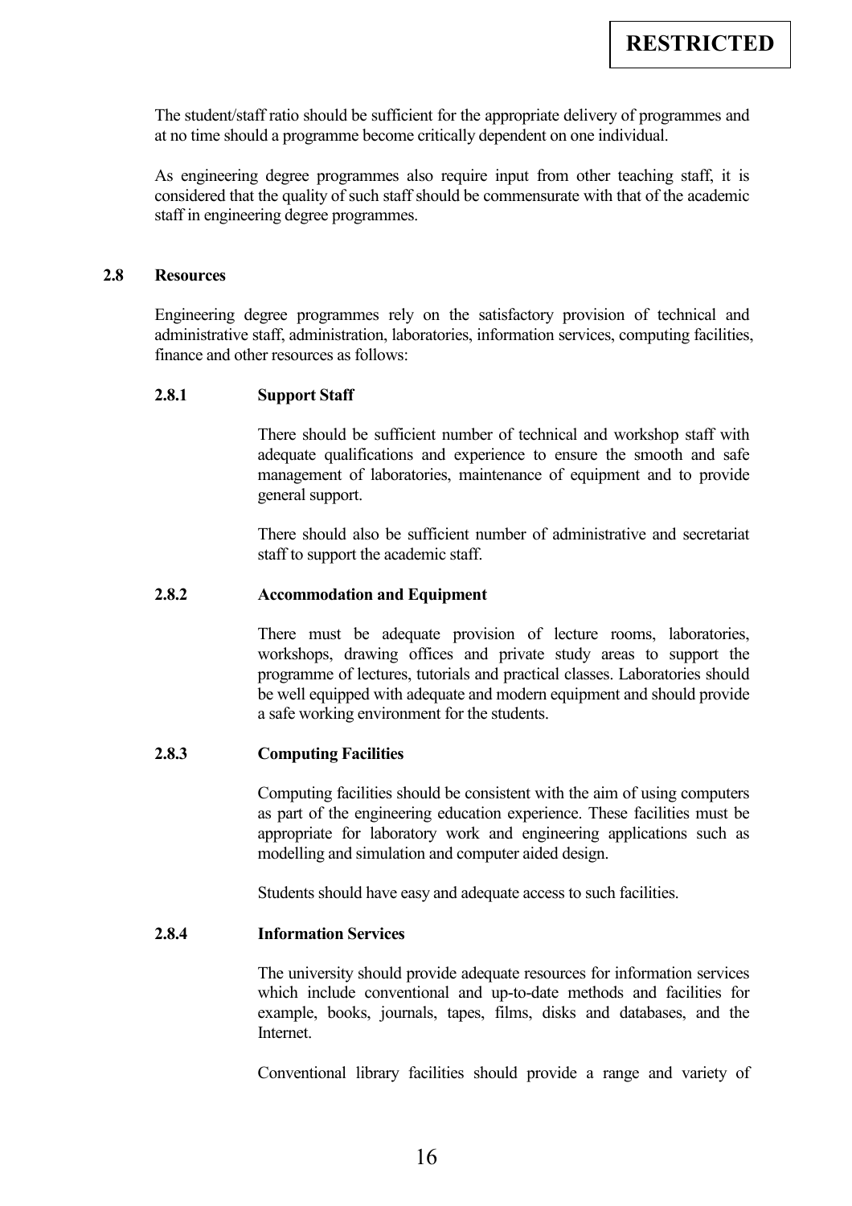The student/staff ratio should be sufficient for the appropriate delivery of programmes and at no time should a programme become critically dependent on one individual.

As engineering degree programmes also require input from other teaching staff, it is considered that the quality of such staff should be commensurate with that of the academic staff in engineering degree programmes.

## 2.8 Resources

Engineering degree programmes rely on the satisfactory provision of technical and administrative staff, administration, laboratories, information services, computing facilities, finance and other resources as follows:

### 2.8.1 Support Staff

There should be sufficient number of technical and workshop staff with adequate qualifications and experience to ensure the smooth and safe management of laboratories, maintenance of equipment and to provide general support.

There should also be sufficient number of administrative and secretariat staff to support the academic staff.

### 2.8.2 Accommodation and Equipment

There must be adequate provision of lecture rooms, laboratories, workshops, drawing offices and private study areas to support the programme of lectures, tutorials and practical classes. Laboratories should be well equipped with adequate and modern equipment and should provide a safe working environment for the students.

### 2.8.3 Computing Facilities

Computing facilities should be consistent with the aim of using computers as part of the engineering education experience. These facilities must be appropriate for laboratory work and engineering applications such as modelling and simulation and computer aided design.

Students should have easy and adequate access to such facilities.

### 2.8.4 Information Services

The university should provide adequate resources for information services which include conventional and up-to-date methods and facilities for example, books, journals, tapes, films, disks and databases, and the Internet.

Conventional library facilities should provide a range and variety of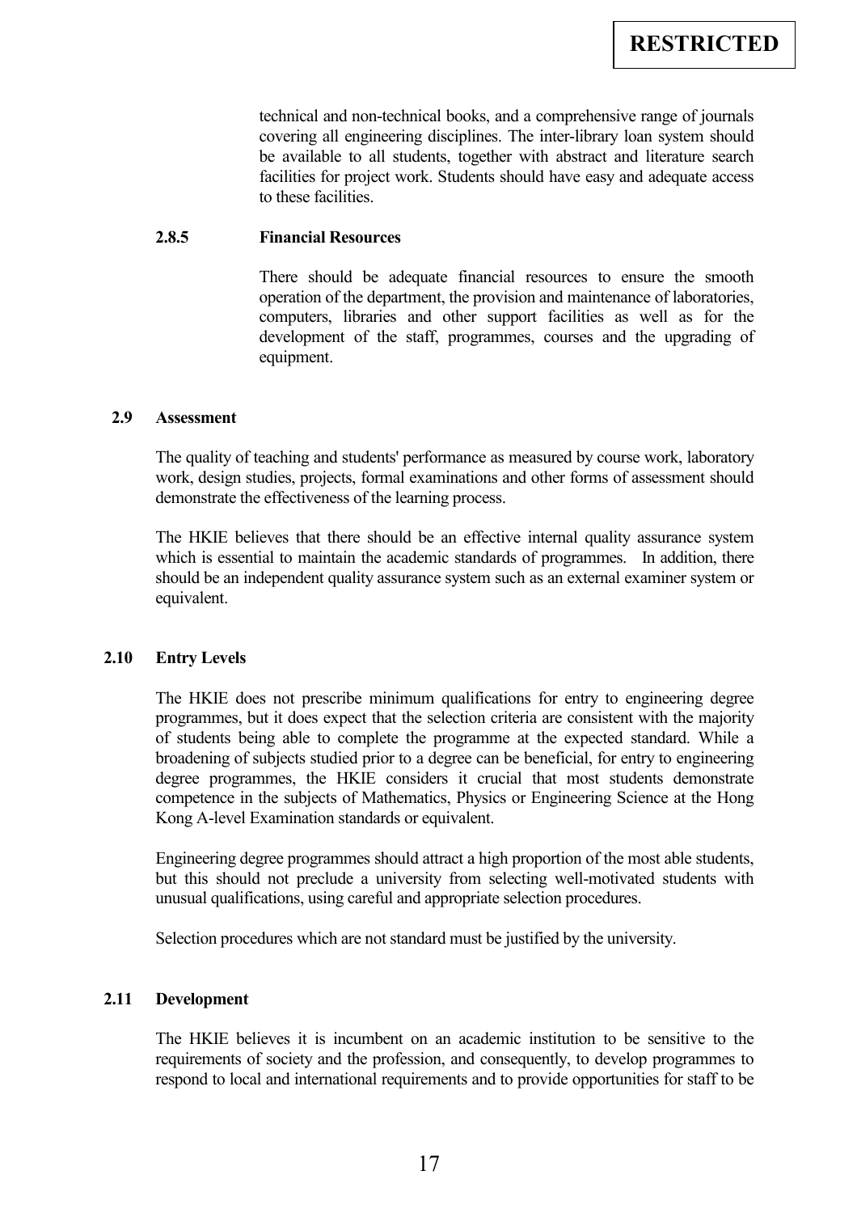technical and non-technical books, and a comprehensive range of journals covering all engineering disciplines. The inter-library loan system should be available to all students, together with abstract and literature search facilities for project work. Students should have easy and adequate access to these facilities.

#### 2.8.5 Financial Resources

There should be adequate financial resources to ensure the smooth operation of the department, the provision and maintenance of laboratories, computers, libraries and other support facilities as well as for the development of the staff, programmes, courses and the upgrading of equipment.

### 2.9 Assessment

The quality of teaching and students' performance as measured by course work, laboratory work, design studies, projects, formal examinations and other forms of assessment should demonstrate the effectiveness of the learning process.

The HKIE believes that there should be an effective internal quality assurance system which is essential to maintain the academic standards of programmes. In addition, there should be an independent quality assurance system such as an external examiner system or equivalent.

### 2.10 Entry Levels

The HKIE does not prescribe minimum qualifications for entry to engineering degree programmes, but it does expect that the selection criteria are consistent with the majority of students being able to complete the programme at the expected standard. While a broadening of subjects studied prior to a degree can be beneficial, for entry to engineering degree programmes, the HKIE considers it crucial that most students demonstrate competence in the subjects of Mathematics, Physics or Engineering Science at the Hong Kong A-level Examination standards or equivalent.

Engineering degree programmes should attract a high proportion of the most able students, but this should not preclude a university from selecting well-motivated students with unusual qualifications, using careful and appropriate selection procedures.

Selection procedures which are not standard must be justified by the university.

### 2.11 Development

The HKIE believes it is incumbent on an academic institution to be sensitive to the requirements of society and the profession, and consequently, to develop programmes to respond to local and international requirements and to provide opportunities for staff to be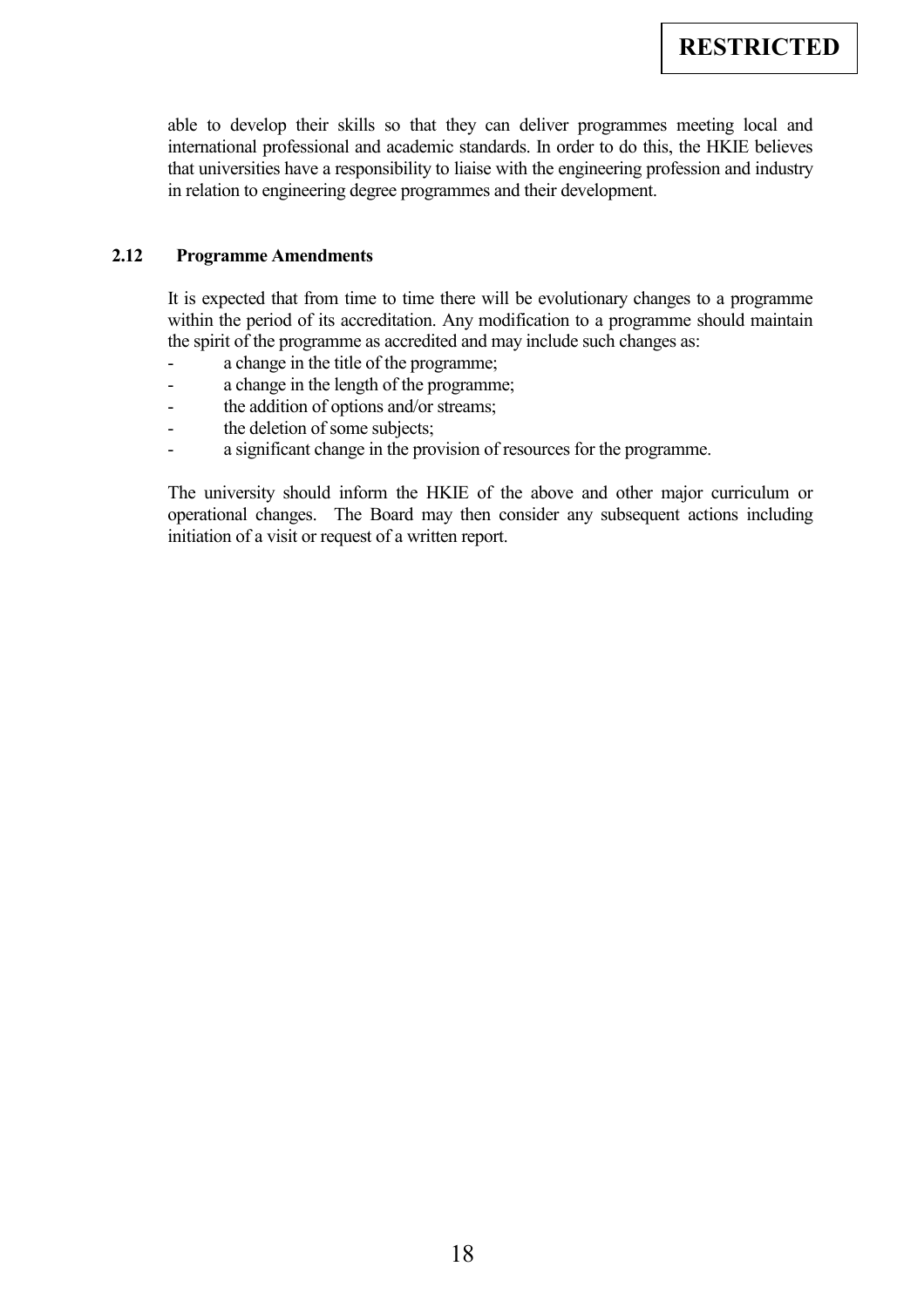able to develop their skills so that they can deliver programmes meeting local and international professional and academic standards. In order to do this, the HKIE believes that universities have a responsibility to liaise with the engineering profession and industry in relation to engineering degree programmes and their development.

### 2.12 Programme Amendments

It is expected that from time to time there will be evolutionary changes to a programme within the period of its accreditation. Any modification to a programme should maintain the spirit of the programme as accredited and may include such changes as:

- a change in the title of the programme;
- a change in the length of the programme;
- the addition of options and/or streams;
- the deletion of some subjects;
- a significant change in the provision of resources for the programme.

The university should inform the HKIE of the above and other major curriculum or operational changes. The Board may then consider any subsequent actions including initiation of a visit or request of a written report.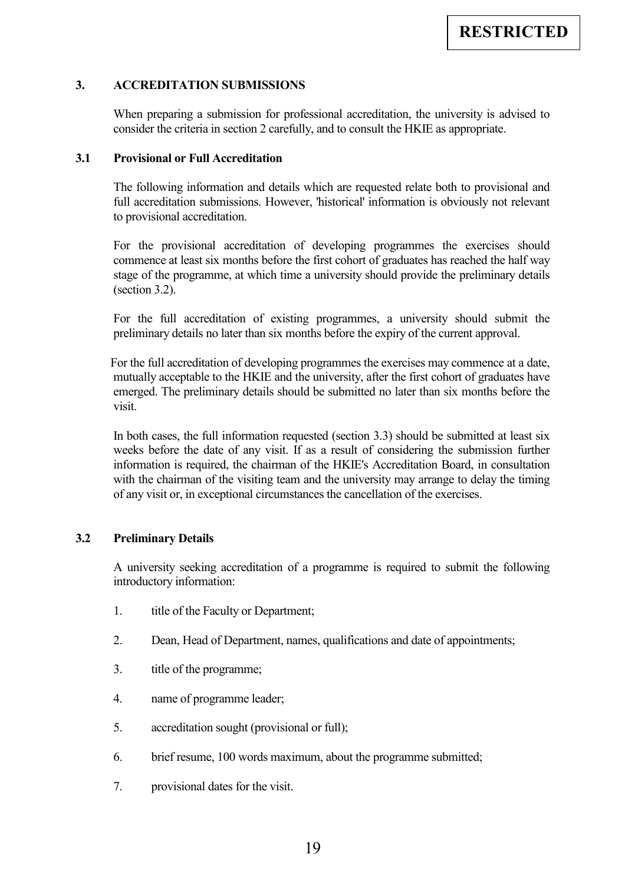## 3. ACCREDITATION SUBMISSIONS

When preparing a submission for professional accreditation, the university is advised to consider the criteria in section 2 carefully, and to consult the HKIE as appropriate.

### 3.1 Provisional or Full Accreditation

The following information and details which are requested relate both to provisional and full accreditation submissions. However, 'historical' information is obviously not relevant to provisional accreditation.

For the provisional accreditation of developing programmes the exercises should commence at least six months before the first cohort of graduates has reached the half way stage of the programme, at which time a university should provide the preliminary details (section 3.2).

For the full accreditation of existing programmes, a university should submit the preliminary details no later than six months before the expiry of the current approval.

For the full accreditation of developing programmes the exercises may commence at a date, mutually acceptable to the HKIE and the university, after the first cohort of graduates have emerged. The preliminary details should be submitted no later than six months before the visit.

In both cases, the full information requested (section 3.3) should be submitted at least six weeks before the date of any visit. If as a result of considering the submission further information is required, the chairman of the HKIE's Accreditation Board, in consultation with the chairman of the visiting team and the university may arrange to delay the timing of any visit or, in exceptional circumstances the cancellation of the exercises.

### 3.2 Preliminary Details

A university seeking accreditation of a programme is required to submit the following introductory information:

1. title of the Faculty or Department;
2. Dean, Head of Department, names, qualifications and date of appointments;
3. title of the programme;
4. name of programme leader;
5. accreditation sought (provisional or full);
6. brief resume, 100 words maximum, about the programme submitted;
7. provisional dates for the visit.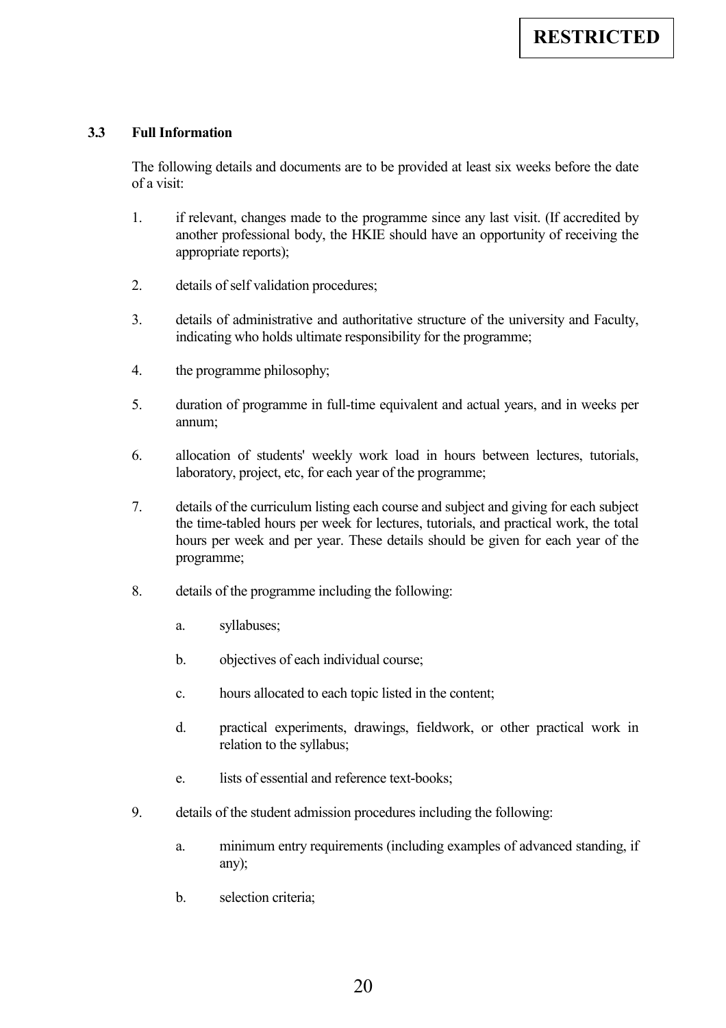### 3.3 Full Information

The following details and documents are to be provided at least six weeks before the date of a visit:

1. if relevant, changes made to the programme since any last visit. (If accredited by another professional body, the HKIE should have an opportunity of receiving the appropriate reports);

2. details of self validation procedures;

3. details of administrative and authoritative structure of the university and Faculty, indicating who holds ultimate responsibility for the programme;

4. the programme philosophy;

5. duration of programme in full-time equivalent and actual years, and in weeks per annum;

6. allocation of students' weekly work load in hours between lectures, tutorials, laboratory, project, etc, for each year of the programme;

7. details of the curriculum listing each course and subject and giving for each subject the time-tabled hours per week for lectures, tutorials, and practical work, the total hours per week and per year. These details should be given for each year of the programme;

8. details of the programme including the following:

   a. syllabuses;

   b. objectives of each individual course;

   c. hours allocated to each topic listed in the content;

   d. practical experiments, drawings, fieldwork, or other practical work in relation to the syllabus;

   e. lists of essential and reference text-books;

9. details of the student admission procedures including the following:

   a. minimum entry requirements (including examples of advanced standing, if any);

   b. selection criteria;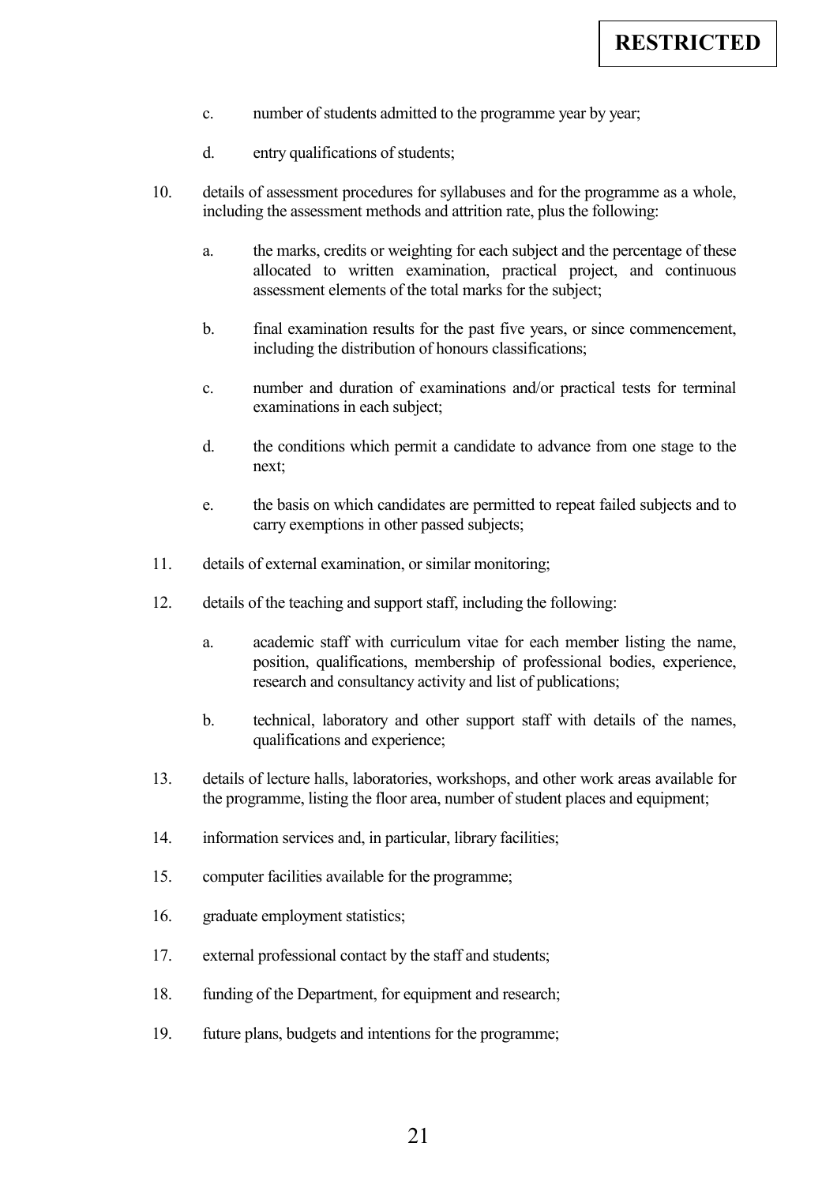c. number of students admitted to the programme year by year;

d. entry qualifications of students;

10. details of assessment procedures for syllabuses and for the programme as a whole, including the assessment methods and attrition rate, plus the following:

    a. the marks, credits or weighting for each subject and the percentage of these allocated to written examination, practical project, and continuous assessment elements of the total marks for the subject;

    b. final examination results for the past five years, or since commencement, including the distribution of honours classifications;

    c. number and duration of examinations and/or practical tests for terminal examinations in each subject;

    d. the conditions which permit a candidate to advance from one stage to the next;

    e. the basis on which candidates are permitted to repeat failed subjects and to carry exemptions in other passed subjects;

11. details of external examination, or similar monitoring;

12. details of the teaching and support staff, including the following:

    a. academic staff with curriculum vitae for each member listing the name, position, qualifications, membership of professional bodies, experience, research and consultancy activity and list of publications;

    b. technical, laboratory and other support staff with details of the names, qualifications and experience;

13. details of lecture halls, laboratories, workshops, and other work areas available for the programme, listing the floor area, number of student places and equipment;

14. information services and, in particular, library facilities;

15. computer facilities available for the programme;

16. graduate employment statistics;

17. external professional contact by the staff and students;

18. funding of the Department, for equipment and research;

19. future plans, budgets and intentions for the programme;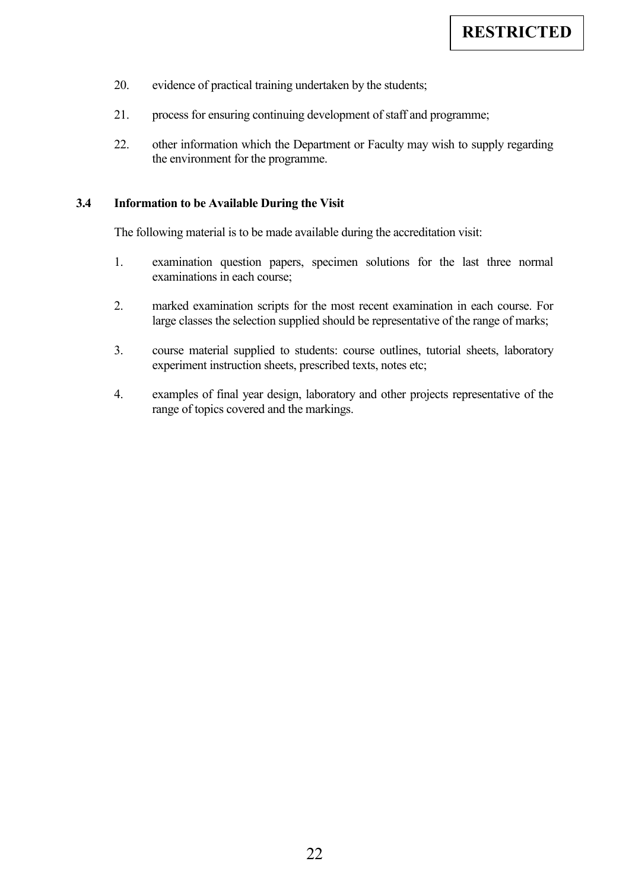20. evidence of practical training undertaken by the students;

21. process for ensuring continuing development of staff and programme;

22. other information which the Department or Faculty may wish to supply regarding the environment for the programme.

### 3.4 Information to be Available During the Visit

The following material is to be made available during the accreditation visit:

1. examination question papers, specimen solutions for the last three normal examinations in each course;

2. marked examination scripts for the most recent examination in each course. For large classes the selection supplied should be representative of the range of marks;

3. course material supplied to students: course outlines, tutorial sheets, laboratory experiment instruction sheets, prescribed texts, notes etc;

4. examples of final year design, laboratory and other projects representative of the range of topics covered and the markings.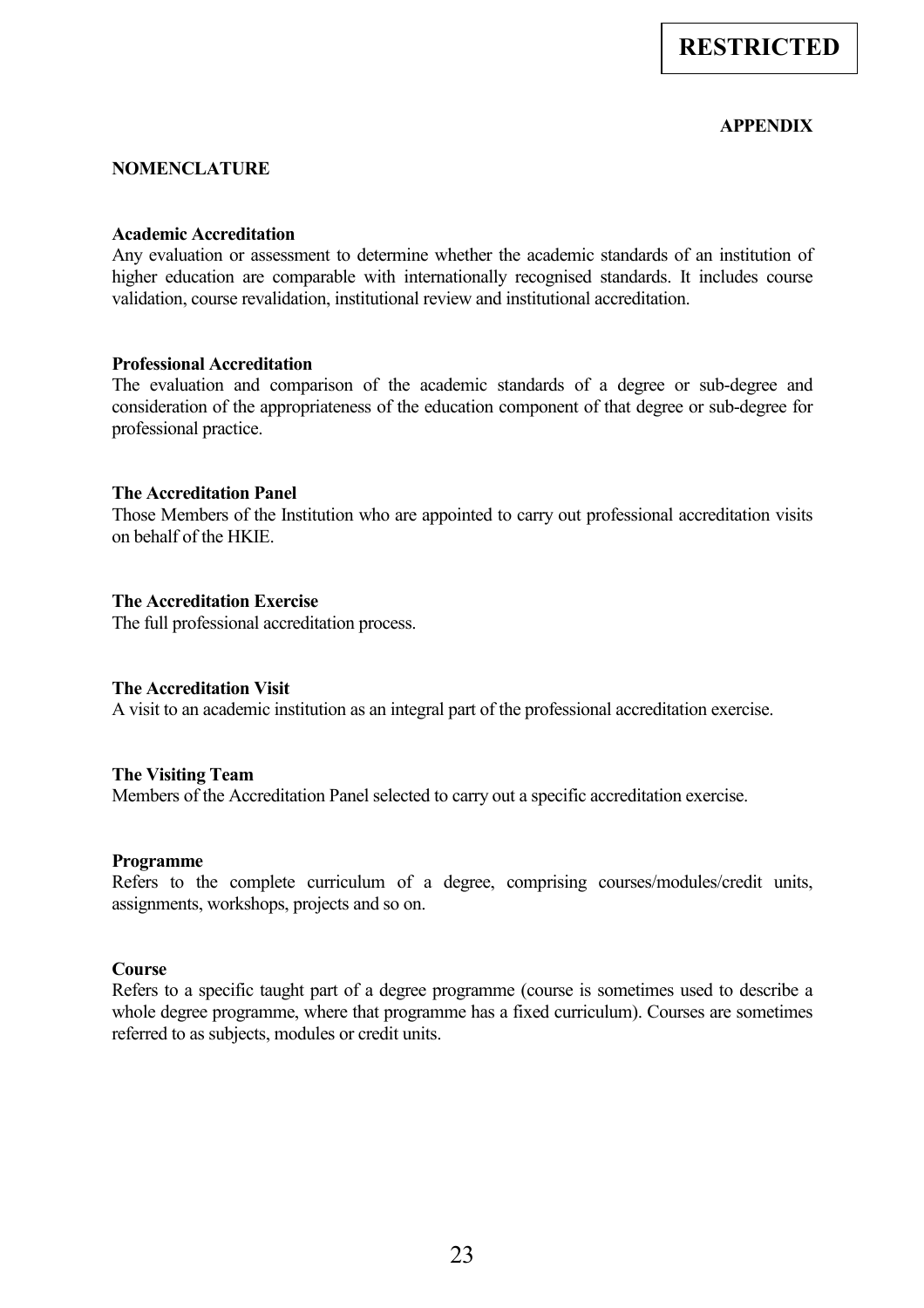**RESTRICTED**

**APPENDIX**

## NOMENCLATURE

**Academic Accreditation**
Any evaluation or assessment to determine whether the academic standards of an institution of higher education are comparable with internationally recognised standards. It includes course validation, course revalidation, institutional review and institutional accreditation.

**Professional Accreditation**
The evaluation and comparison of the academic standards of a degree or sub-degree and consideration of the appropriateness of the education component of that degree or sub-degree for professional practice.

**The Accreditation Panel**
Those Members of the Institution who are appointed to carry out professional accreditation visits on behalf of the HKIE.

**The Accreditation Exercise**
The full professional accreditation process.

**The Accreditation Visit**
A visit to an academic institution as an integral part of the professional accreditation exercise.

**The Visiting Team**
Members of the Accreditation Panel selected to carry out a specific accreditation exercise.

**Programme**
Refers to the complete curriculum of a degree, comprising courses/modules/credit units, assignments, workshops, projects and so on.

**Course**
Refers to a specific taught part of a degree programme (course is sometimes used to describe a whole degree programme, where that programme has a fixed curriculum). Courses are sometimes referred to as subjects, modules or credit units.